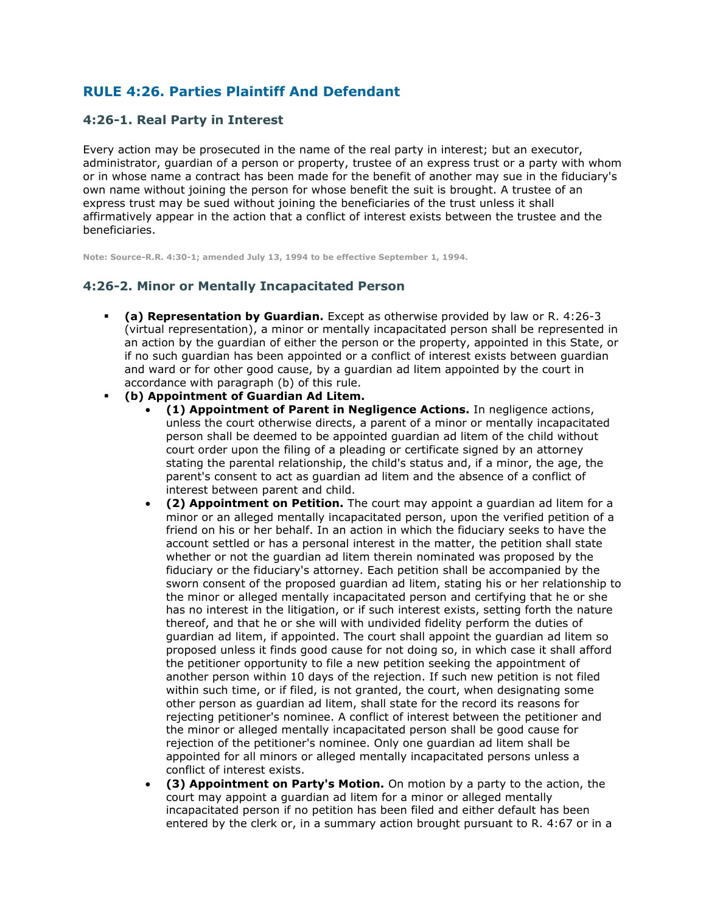## RULE 4:26. Parties Plaintiff And Defendant

### 4:26-1. Real Party in Interest

Every action may be prosecuted in the name of the real party in interest; but an executor, administrator, guardian of a person or property, trustee of an express trust or a party with whom or in whose name a contract has been made for the benefit of another may sue in the fiduciary's own name without joining the person for whose benefit the suit is brought. A trustee of an express trust may be sued without joining the beneficiaries of the trust unless it shall affirmatively appear in the action that a conflict of interest exists between the trustee and the beneficiaries.

Note: Source-R.R. 4:30-1; amended July 13, 1994 to be effective September 1, 1994.

### 4:26-2. Minor or Mentally Incapacitated Person

- **(a) Representation by Guardian.** Except as otherwise provided by law or R. 4:26-3 (virtual representation), a minor or mentally incapacitated person shall be represented in an action by the guardian of either the person or the property, appointed in this State, or if no such guardian has been appointed or a conflict of interest exists between guardian and ward or for other good cause, by a guardian ad litem appointed by the court in accordance with paragraph (b) of this rule.
- **(b) Appointment of Guardian Ad Litem.**
  - **(1) Appointment of Parent in Negligence Actions.** In negligence actions, unless the court otherwise directs, a parent of a minor or mentally incapacitated person shall be deemed to be appointed guardian ad litem of the child without court order upon the filing of a pleading or certificate signed by an attorney stating the parental relationship, the child's status and, if a minor, the age, the parent's consent to act as guardian ad litem and the absence of a conflict of interest between parent and child.
  - **(2) Appointment on Petition.** The court may appoint a guardian ad litem for a minor or an alleged mentally incapacitated person, upon the verified petition of a friend on his or her behalf. In an action in which the fiduciary seeks to have the account settled or has a personal interest in the matter, the petition shall state whether or not the guardian ad litem therein nominated was proposed by the fiduciary or the fiduciary's attorney. Each petition shall be accompanied by the sworn consent of the proposed guardian ad litem, stating his or her relationship to the minor or alleged mentally incapacitated person and certifying that he or she has no interest in the litigation, or if such interest exists, setting forth the nature thereof, and that he or she will with undivided fidelity perform the duties of guardian ad litem, if appointed. The court shall appoint the guardian ad litem so proposed unless it finds good cause for not doing so, in which case it shall afford the petitioner opportunity to file a new petition seeking the appointment of another person within 10 days of the rejection. If such new petition is not filed within such time, or if filed, is not granted, the court, when designating some other person as guardian ad litem, shall state for the record its reasons for rejecting petitioner's nominee. A conflict of interest between the petitioner and the minor or alleged mentally incapacitated person shall be good cause for rejection of the petitioner's nominee. Only one guardian ad litem shall be appointed for all minors or alleged mentally incapacitated persons unless a conflict of interest exists.
  - **(3) Appointment on Party's Motion.** On motion by a party to the action, the court may appoint a guardian ad litem for a minor or alleged mentally incapacitated person if no petition has been filed and either default has been entered by the clerk or, in a summary action brought pursuant to R. 4:67 or in a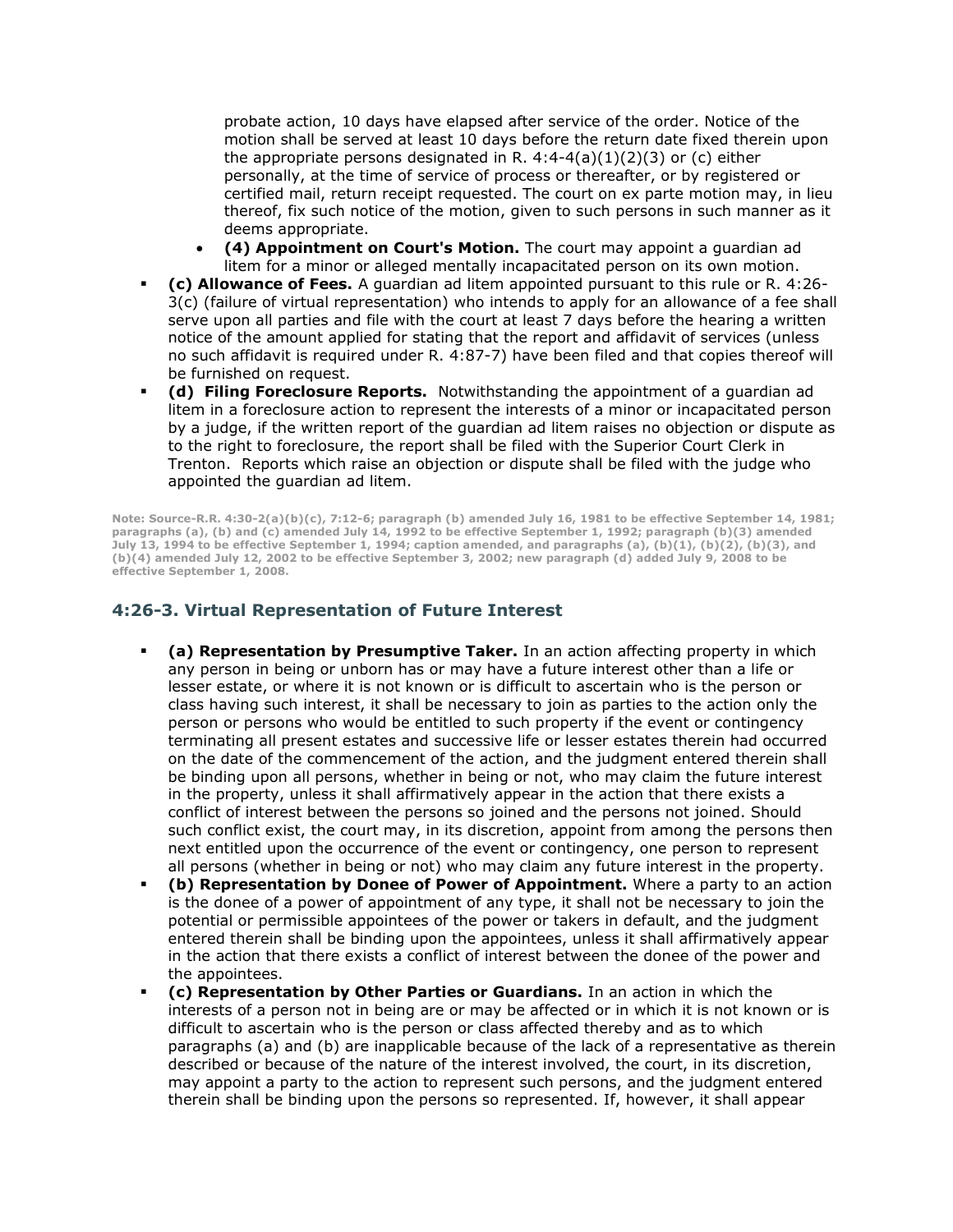probate action, 10 days have elapsed after service of the order. Notice of the motion shall be served at least 10 days before the return date fixed therein upon the appropriate persons designated in R. 4:4-4(a)(1)(2)(3) or (c) either personally, at the time of service of process or thereafter, or by registered or certified mail, return receipt requested. The court on ex parte motion may, in lieu thereof, fix such notice of the motion, given to such persons in such manner as it deems appropriate.

  - **(4) Appointment on Court's Motion.** The court may appoint a guardian ad litem for a minor or alleged mentally incapacitated person on its own motion.

- **(c) Allowance of Fees.** A guardian ad litem appointed pursuant to this rule or R. 4:26-3(c) (failure of virtual representation) who intends to apply for an allowance of a fee shall serve upon all parties and file with the court at least 7 days before the hearing a written notice of the amount applied for stating that the report and affidavit of services (unless no such affidavit is required under R. 4:87-7) have been filed and that copies thereof will be furnished on request.
- **(d) Filing Foreclosure Reports.** Notwithstanding the appointment of a guardian ad litem in a foreclosure action to represent the interests of a minor or incapacitated person by a judge, if the written report of the guardian ad litem raises no objection or dispute as to the right to foreclosure, the report shall be filed with the Superior Court Clerk in Trenton. Reports which raise an objection or dispute shall be filed with the judge who appointed the guardian ad litem.

**Note: Source-R.R. 4:30-2(a)(b)(c), 7:12-6; paragraph (b) amended July 16, 1981 to be effective September 14, 1981; paragraphs (a), (b) and (c) amended July 14, 1992 to be effective September 1, 1992; paragraph (b)(3) amended July 13, 1994 to be effective September 1, 1994; caption amended, and paragraphs (a), (b)(1), (b)(2), (b)(3), and (b)(4) amended July 12, 2002 to be effective September 3, 2002; new paragraph (d) added July 9, 2008 to be effective September 1, 2008.**

### 4:26-3. Virtual Representation of Future Interest

- **(a) Representation by Presumptive Taker.** In an action affecting property in which any person in being or unborn has or may have a future interest other than a life or lesser estate, or where it is not known or is difficult to ascertain who is the person or class having such interest, it shall be necessary to join as parties to the action only the person or persons who would be entitled to such property if the event or contingency terminating all present estates and successive life or lesser estates therein had occurred on the date of the commencement of the action, and the judgment entered therein shall be binding upon all persons, whether in being or not, who may claim the future interest in the property, unless it shall affirmatively appear in the action that there exists a conflict of interest between the persons so joined and the persons not joined. Should such conflict exist, the court may, in its discretion, appoint from among the persons then next entitled upon the occurrence of the event or contingency, one person to represent all persons (whether in being or not) who may claim any future interest in the property.
- **(b) Representation by Donee of Power of Appointment.** Where a party to an action is the donee of a power of appointment of any type, it shall not be necessary to join the potential or permissible appointees of the power or takers in default, and the judgment entered therein shall be binding upon the appointees, unless it shall affirmatively appear in the action that there exists a conflict of interest between the donee of the power and the appointees.
- **(c) Representation by Other Parties or Guardians.** In an action in which the interests of a person not in being are or may be affected or in which it is not known or is difficult to ascertain who is the person or class affected thereby and as to which paragraphs (a) and (b) are inapplicable because of the lack of a representative as therein described or because of the nature of the interest involved, the court, in its discretion, may appoint a party to the action to represent such persons, and the judgment entered therein shall be binding upon the persons so represented. If, however, it shall appear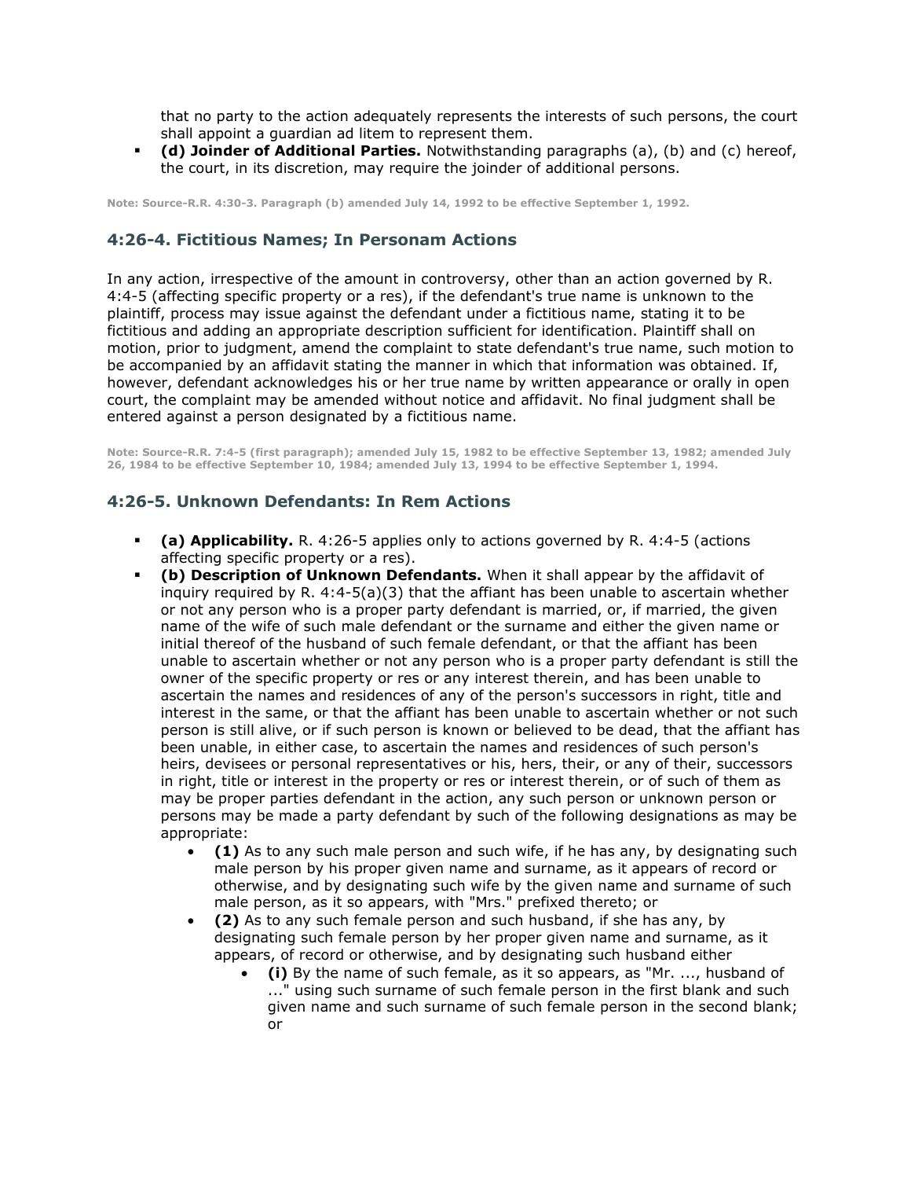that no party to the action adequately represents the interests of such persons, the court shall appoint a guardian ad litem to represent them.

- **(d) Joinder of Additional Parties.** Notwithstanding paragraphs (a), (b) and (c) hereof, the court, in its discretion, may require the joinder of additional persons.

**Note: Source-R.R. 4:30-3. Paragraph (b) amended July 14, 1992 to be effective September 1, 1992.**

### 4:26-4. Fictitious Names; In Personam Actions

In any action, irrespective of the amount in controversy, other than an action governed by R. 4:4-5 (affecting specific property or a res), if the defendant's true name is unknown to the plaintiff, process may issue against the defendant under a fictitious name, stating it to be fictitious and adding an appropriate description sufficient for identification. Plaintiff shall on motion, prior to judgment, amend the complaint to state defendant's true name, such motion to be accompanied by an affidavit stating the manner in which that information was obtained. If, however, defendant acknowledges his or her true name by written appearance or orally in open court, the complaint may be amended without notice and affidavit. No final judgment shall be entered against a person designated by a fictitious name.

**Note: Source-R.R. 7:4-5 (first paragraph); amended July 15, 1982 to be effective September 13, 1982; amended July 26, 1984 to be effective September 10, 1984; amended July 13, 1994 to be effective September 1, 1994.**

### 4:26-5. Unknown Defendants: In Rem Actions

- **(a) Applicability.** R. 4:26-5 applies only to actions governed by R. 4:4-5 (actions affecting specific property or a res).
- **(b) Description of Unknown Defendants.** When it shall appear by the affidavit of inquiry required by R. 4:4-5(a)(3) that the affiant has been unable to ascertain whether or not any person who is a proper party defendant is married, or, if married, the given name of the wife of such male defendant or the surname and either the given name or initial thereof of the husband of such female defendant, or that the affiant has been unable to ascertain whether or not any person who is a proper party defendant is still the owner of the specific property or res or any interest therein, and has been unable to ascertain the names and residences of any of the person's successors in right, title and interest in the same, or that the affiant has been unable to ascertain whether or not such person is still alive, or if such person is known or believed to be dead, that the affiant has been unable, in either case, to ascertain the names and residences of such person's heirs, devisees or personal representatives or his, hers, their, or any of their, successors in right, title or interest in the property or res or interest therein, or of such of them as may be proper parties defendant in the action, any such person or unknown person or persons may be made a party defendant by such of the following designations as may be appropriate:
  - **(1)** As to any such male person and such wife, if he has any, by designating such male person by his proper given name and surname, as it appears of record or otherwise, and by designating such wife by the given name and surname of such male person, as it so appears, with "Mrs." prefixed thereto; or
  - **(2)** As to any such female person and such husband, if she has any, by designating such female person by her proper given name and surname, as it appears, of record or otherwise, and by designating such husband either
    - **(i)** By the name of such female, as it so appears, as "Mr. ..., husband of ..." using such surname of such female person in the first blank and such given name and such surname of such female person in the second blank; or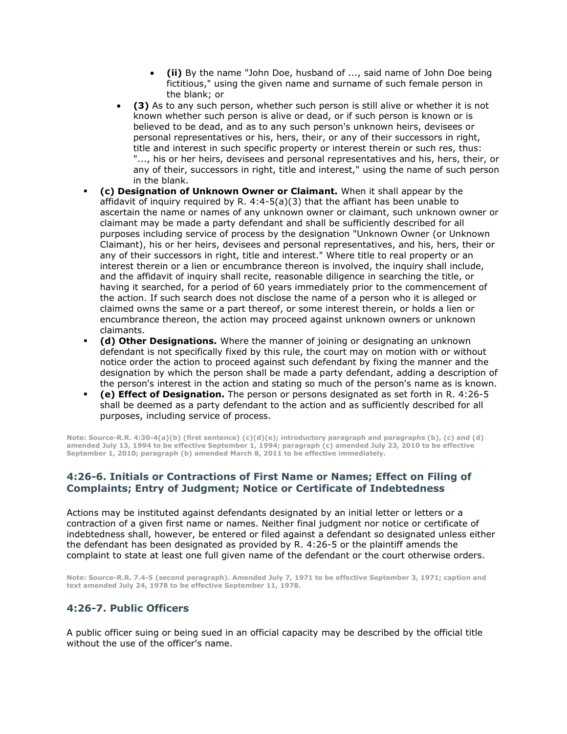- **(ii)** By the name "John Doe, husband of ..., said name of John Doe being fictitious," using the given name and surname of such female person in the blank; or
  - **(3)** As to any such person, whether such person is still alive or whether it is not known whether such person is alive or dead, or if such person is known or is believed to be dead, and as to any such person's unknown heirs, devisees or personal representatives or his, hers, their, or any of their successors in right, title and interest in such specific property or interest therein or such res, thus: "..., his or her heirs, devisees and personal representatives and his, hers, their, or any of their, successors in right, title and interest," using the name of such person in the blank.
- **(c) Designation of Unknown Owner or Claimant.** When it shall appear by the affidavit of inquiry required by R. 4:4-5(a)(3) that the affiant has been unable to ascertain the name or names of any unknown owner or claimant, such unknown owner or claimant may be made a party defendant and shall be sufficiently described for all purposes including service of process by the designation "Unknown Owner (or Unknown Claimant), his or her heirs, devisees and personal representatives, and his, hers, their or any of their successors in right, title and interest." Where title to real property or an interest therein or a lien or encumbrance thereon is involved, the inquiry shall include, and the affidavit of inquiry shall recite, reasonable diligence in searching the title, or having it searched, for a period of 60 years immediately prior to the commencement of the action. If such search does not disclose the name of a person who it is alleged or claimed owns the same or a part thereof, or some interest therein, or holds a lien or encumbrance thereon, the action may proceed against unknown owners or unknown claimants.
- **(d) Other Designations.** Where the manner of joining or designating an unknown defendant is not specifically fixed by this rule, the court may on motion with or without notice order the action to proceed against such defendant by fixing the manner and the designation by which the person shall be made a party defendant, adding a description of the person's interest in the action and stating so much of the person's name as is known.
- **(e) Effect of Designation.** The person or persons designated as set forth in R. 4:26-5 shall be deemed as a party defendant to the action and as sufficiently described for all purposes, including service of process.

**Note: Source-R.R. 4:30-4(a)(b) (first sentence) (c)(d)(e); introductory paragraph and paragraphs (b), (c) and (d) amended July 13, 1994 to be effective September 1, 1994; paragraph (c) amended July 23, 2010 to be effective September 1, 2010; paragraph (b) amended March 8, 2011 to be effective immediately.**

### 4:26-6. Initials or Contractions of First Name or Names; Effect on Filing of Complaints; Entry of Judgment; Notice or Certificate of Indebtedness

Actions may be instituted against defendants designated by an initial letter or letters or a contraction of a given first name or names. Neither final judgment nor notice or certificate of indebtedness shall, however, be entered or filed against a defendant so designated unless either the defendant has been designated as provided by R. 4:26-5 or the plaintiff amends the complaint to state at least one full given name of the defendant or the court otherwise orders.

**Note: Source-R.R. 7.4-5 (second paragraph). Amended July 7, 1971 to be effective September 3, 1971; caption and text amended July 24, 1978 to be effective September 11, 1978.**

### 4:26-7. Public Officers

A public officer suing or being sued in an official capacity may be described by the official title without the use of the officer's name.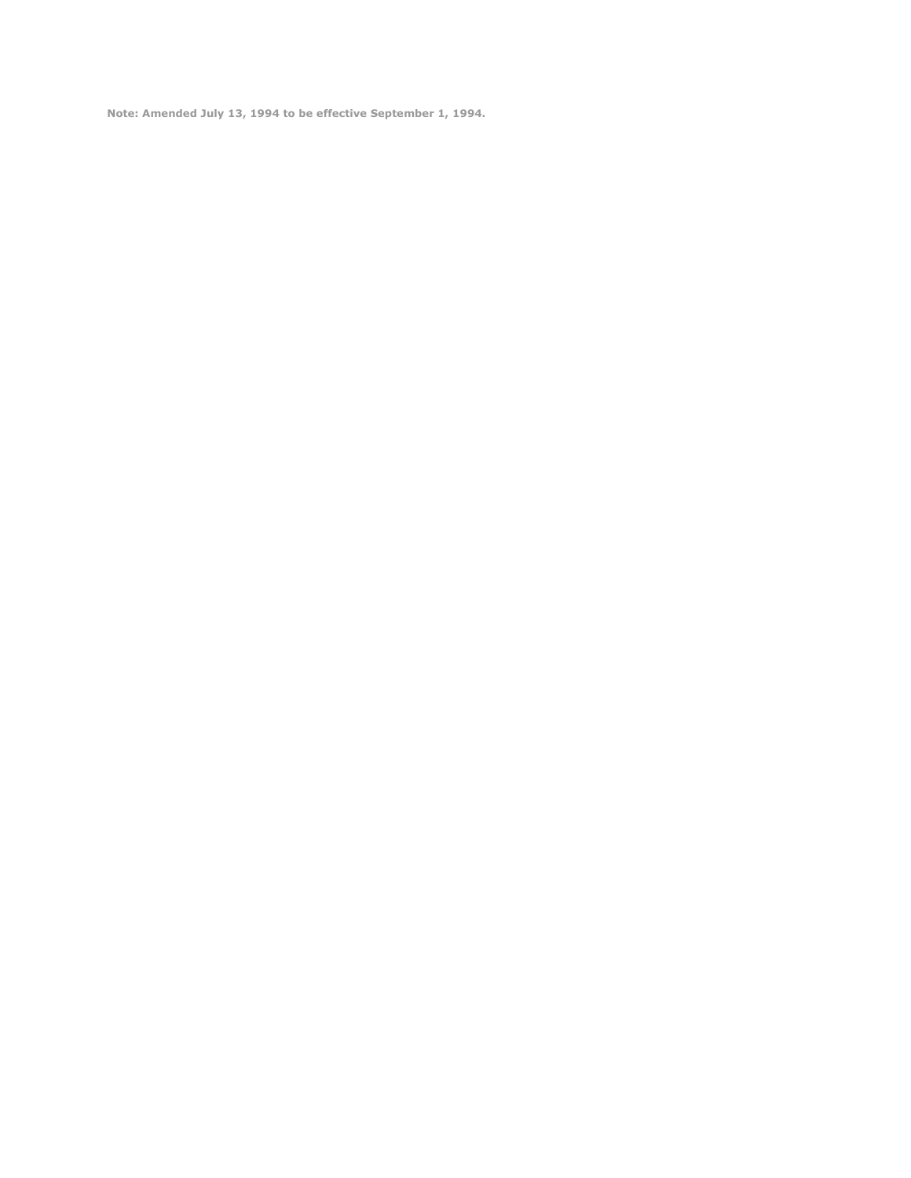**Note: Amended July 13, 1994 to be effective September 1, 1994.**